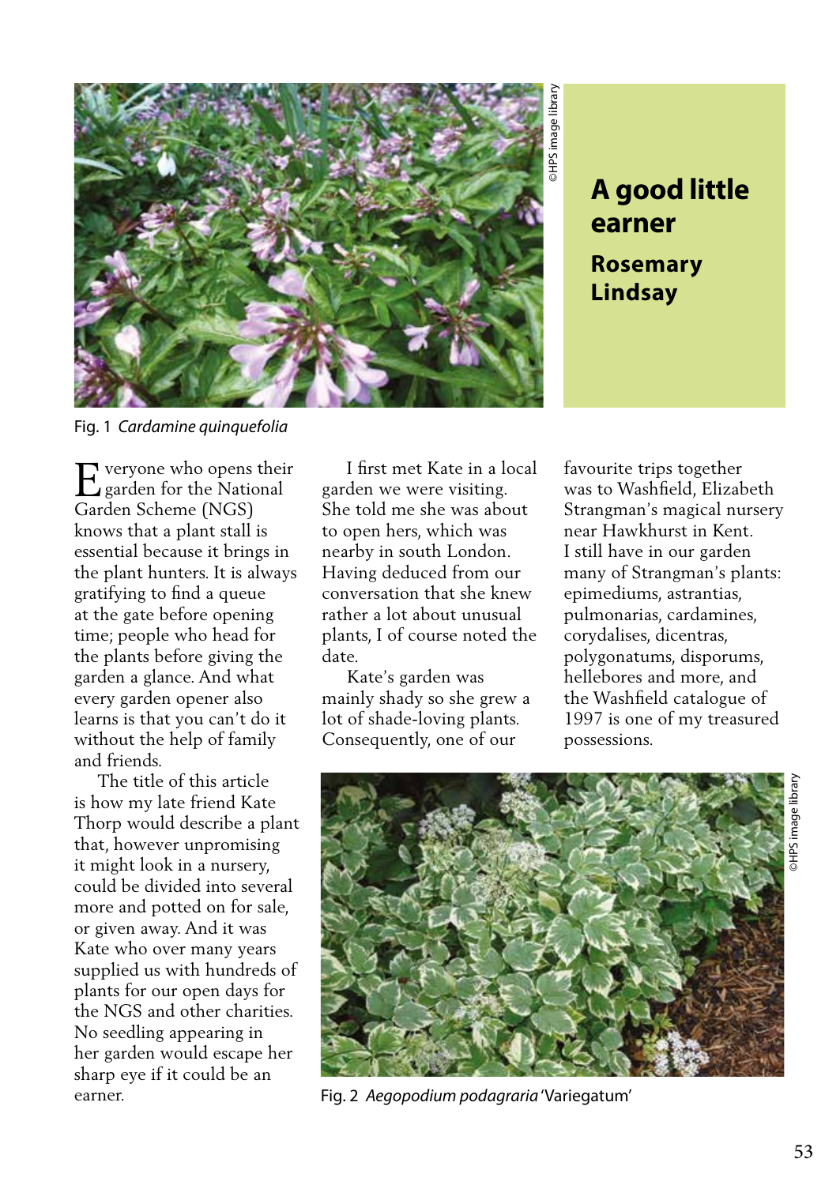# A good little earner

## Rosemary Lindsay

Fig. 1 *Cardamine quinquefolia*

Everyone who opens their garden for the National Garden Scheme (NGS) knows that a plant stall is essential because it brings in the plant hunters. It is always gratifying to find a queue at the gate before opening time; people who head for the plants before giving the garden a glance. And what every garden opener also learns is that you can't do it without the help of family and friends.

The title of this article is how my late friend Kate Thorp would describe a plant that, however unpromising it might look in a nursery, could be divided into several more and potted on for sale, or given away. And it was Kate who over many years supplied us with hundreds of plants for our open days for the NGS and other charities. No seedling appearing in her garden would escape her sharp eye if it could be an earner.

I first met Kate in a local garden we were visiting. She told me she was about to open hers, which was nearby in south London. Having deduced from our conversation that she knew rather a lot about unusual plants, I of course noted the date.

Kate's garden was mainly shady so she grew a lot of shade-loving plants. Consequently, one of our favourite trips together was to Washfield, Elizabeth Strangman's magical nursery near Hawkhurst in Kent. I still have in our garden many of Strangman's plants: epimediums, astrantias, pulmonarias, cardamines, corydalises, dicentras, polygonatums, disporums, hellebores and more, and the Washfield catalogue of 1997 is one of my treasured possessions.

Fig. 2 *Aegopodium podagraria* 'Variegatum'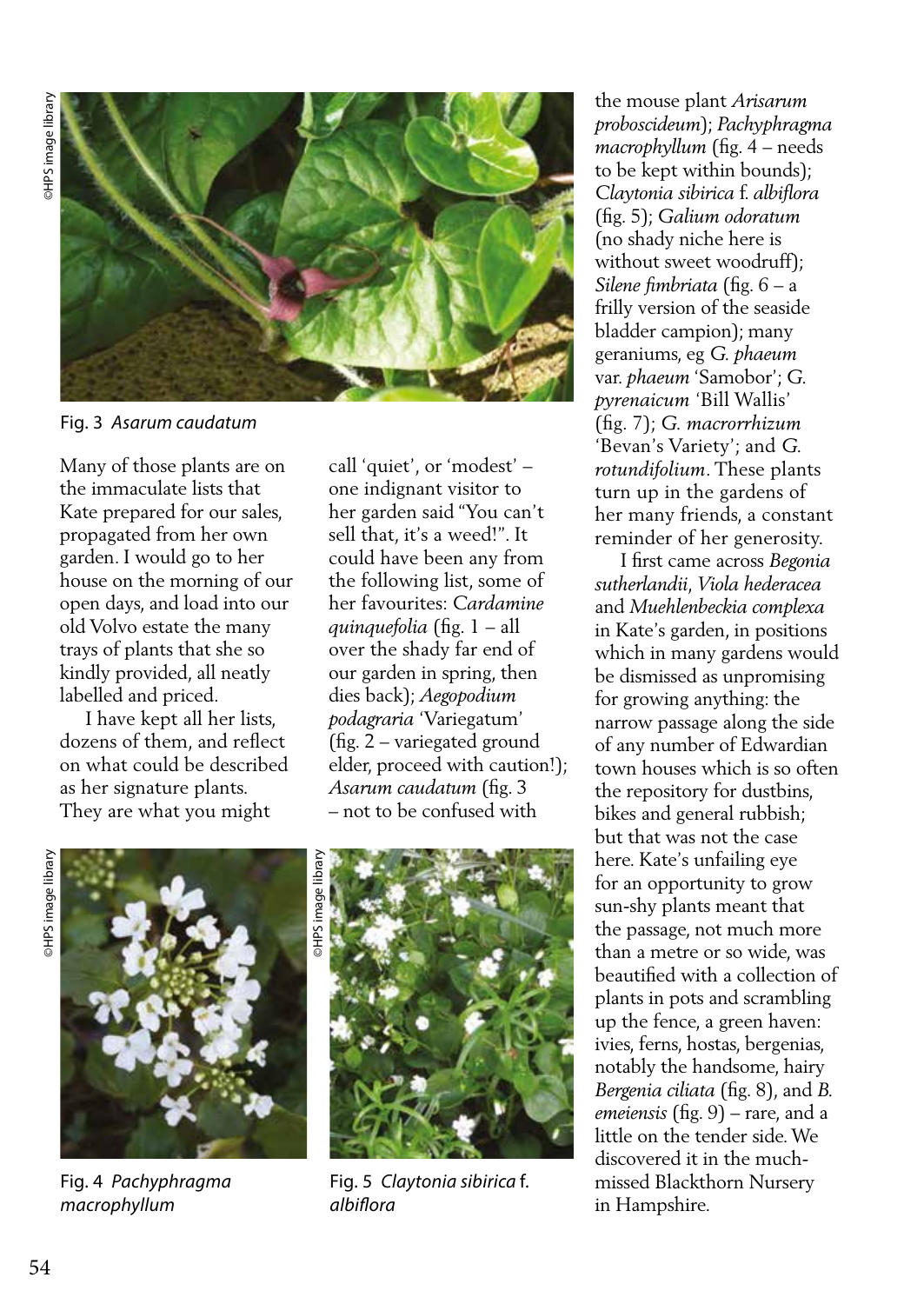Fig. 3 *Asarum caudatum*

Many of those plants are on the immaculate lists that Kate prepared for our sales, propagated from her own garden. I would go to her house on the morning of our open days, and load into our old Volvo estate the many trays of plants that she so kindly provided, all neatly labelled and priced.

I have kept all her lists, dozens of them, and reflect on what could be described as her signature plants. They are what you might call 'quiet', or 'modest' – one indignant visitor to her garden said "You can't sell that, it's a weed!". It could have been any from the following list, some of her favourites: *Cardamine quinquefolia* (fig. 1 – all over the shady far end of our garden in spring, then dies back); *Aegopodium podagraria* 'Variegatum' (fig. 2 – variegated ground elder, proceed with caution!); *Asarum caudatum* (fig. 3 – not to be confused with the mouse plant *Arisarum proboscideum*); *Pachyphragma macrophyllum* (fig. 4 – needs to be kept within bounds); *Claytonia sibirica* f. *albiflora* (fig. 5); *Galium odoratum* (no shady niche here is without sweet woodruff); *Silene fimbriata* (fig. 6 – a frilly version of the seaside bladder campion); many geraniums, eg *G. phaeum* var. *phaeum* 'Samobor'; *G. pyrenaicum* 'Bill Wallis' (fig. 7); *G. macrorrhizum* 'Bevan's Variety'; and *G. rotundifolium*. These plants turn up in the gardens of her many friends, a constant reminder of her generosity.

I first came across *Begonia sutherlandii*, *Viola hederacea* and *Muehlenbeckia complexa* in Kate's garden, in positions which in many gardens would be dismissed as unpromising for growing anything: the narrow passage along the side of any number of Edwardian town houses which is so often the repository for dustbins, bikes and general rubbish; but that was not the case here. Kate's unfailing eye for an opportunity to grow sun-shy plants meant that the passage, not much more than a metre or so wide, was beautified with a collection of plants in pots and scrambling up the fence, a green haven: ivies, ferns, hostas, bergenias, notably the handsome, hairy *Bergenia ciliata* (fig. 8), and *B. emeiensis* (fig. 9) – rare, and a little on the tender side. We discovered it in the much-missed Blackthorn Nursery in Hampshire.

Fig. 4 *Pachyphragma macrophyllum*

Fig. 5 *Claytonia sibirica* f. *albiflora*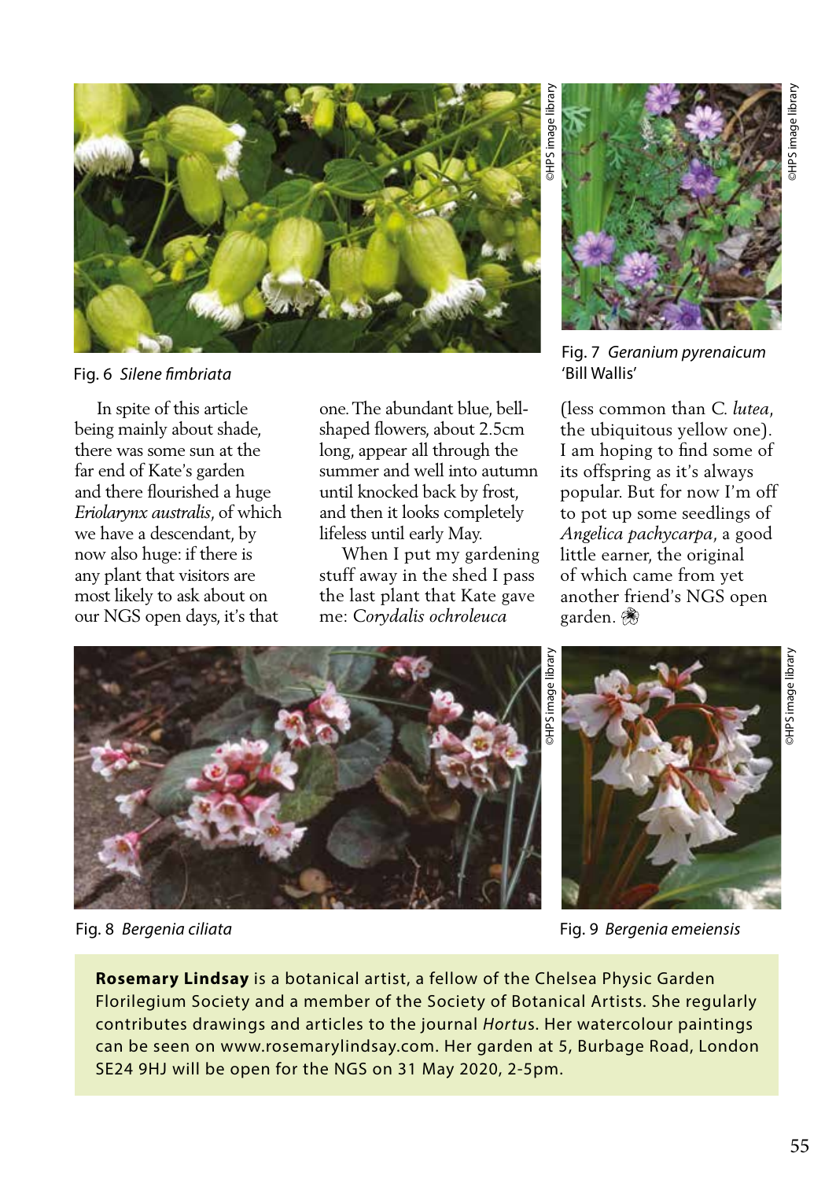Fig. 6 *Silene fimbriata*

Fig. 7 *Geranium pyrenaicum* 'Bill Wallis'

In spite of this article being mainly about shade, there was some sun at the far end of Kate's garden and there flourished a huge *Eriolarynx australis*, of which we have a descendant, by now also huge: if there is any plant that visitors are most likely to ask about on our NGS open days, it's that one. The abundant blue, bell-shaped flowers, about 2.5cm long, appear all through the summer and well into autumn until knocked back by frost, and then it looks completely lifeless until early May.

When I put my gardening stuff away in the shed I pass the last plant that Kate gave me: *Corydalis ochroleuca* (less common than *C. lutea*, the ubiquitous yellow one). I am hoping to find some of its offspring as it's always popular. But for now I'm off to pot up some seedlings of *Angelica pachycarpa*, a good little earner, the original of which came from yet another friend's NGS open garden. ❀

Fig. 8 *Bergenia ciliata*

Fig. 9 *Bergenia emeiensis*

**Rosemary Lindsay** is a botanical artist, a fellow of the Chelsea Physic Garden Florilegium Society and a member of the Society of Botanical Artists. She regularly contributes drawings and articles to the journal *Hortus*. Her watercolour paintings can be seen on www.rosemarylindsay.com. Her garden at 5, Burbage Road, London SE24 9HJ will be open for the NGS on 31 May 2020, 2-5pm.